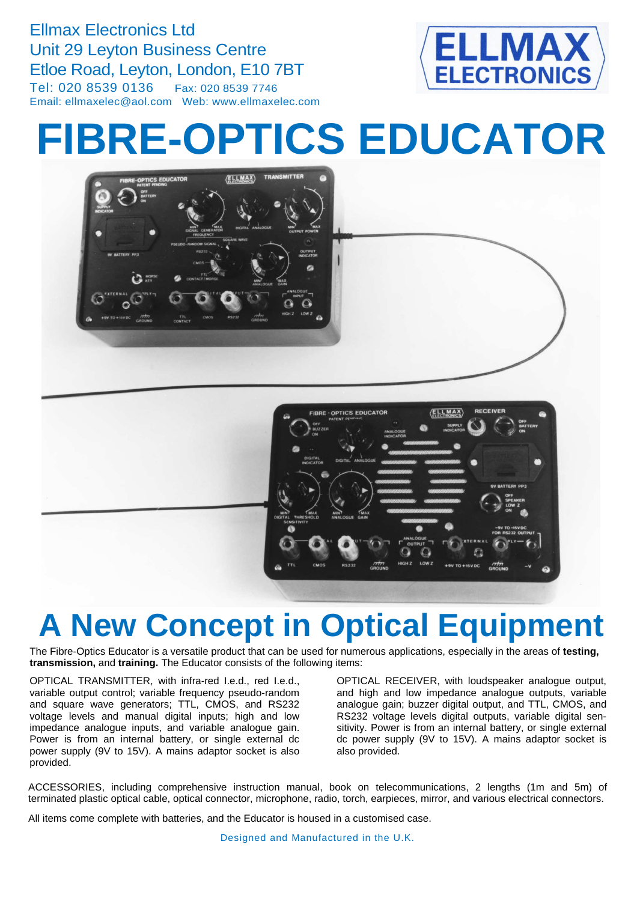Ellmax Electronics Ltd
Unit 29 Leyton Business Centre
Etloe Road, Leyton, London, E10 7BT
Tel: 020 8539 0136 Fax: 020 8539 7746
Email: ellmaxelec@aol.com Web: www.ellmaxelec.com

# FIBRE-OPTICS EDUCATOR

## A New Concept in Optical Equipment

The Fibre-Optics Educator is a versatile product that can be used for numerous applications, especially in the areas of **testing, transmission,** and **training.** The Educator consists of the following items:

OPTICAL TRANSMITTER, with infra-red l.e.d., red l.e.d., variable output control; variable frequency pseudo-random and square wave generators; TTL, CMOS, and RS232 voltage levels and manual digital inputs; high and low impedance analogue inputs, and variable analogue gain. Power is from an internal battery, or single external dc power supply (9V to 15V). A mains adaptor socket is also provided.

OPTICAL RECEIVER, with loudspeaker analogue output, and high and low impedance analogue outputs, variable analogue gain; buzzer digital output, and TTL, CMOS, and RS232 voltage levels digital outputs, variable digital sensitivity. Power is from an internal battery, or single external dc power supply (9V to 15V). A mains adaptor socket is also provided.

ACCESSORIES, including comprehensive instruction manual, book on telecommunications, 2 lengths (1m and 5m) of terminated plastic optical cable, optical connector, microphone, radio, torch, earpieces, mirror, and various electrical connectors.

All items come complete with batteries, and the Educator is housed in a customised case.

Designed and Manufactured in the U.K.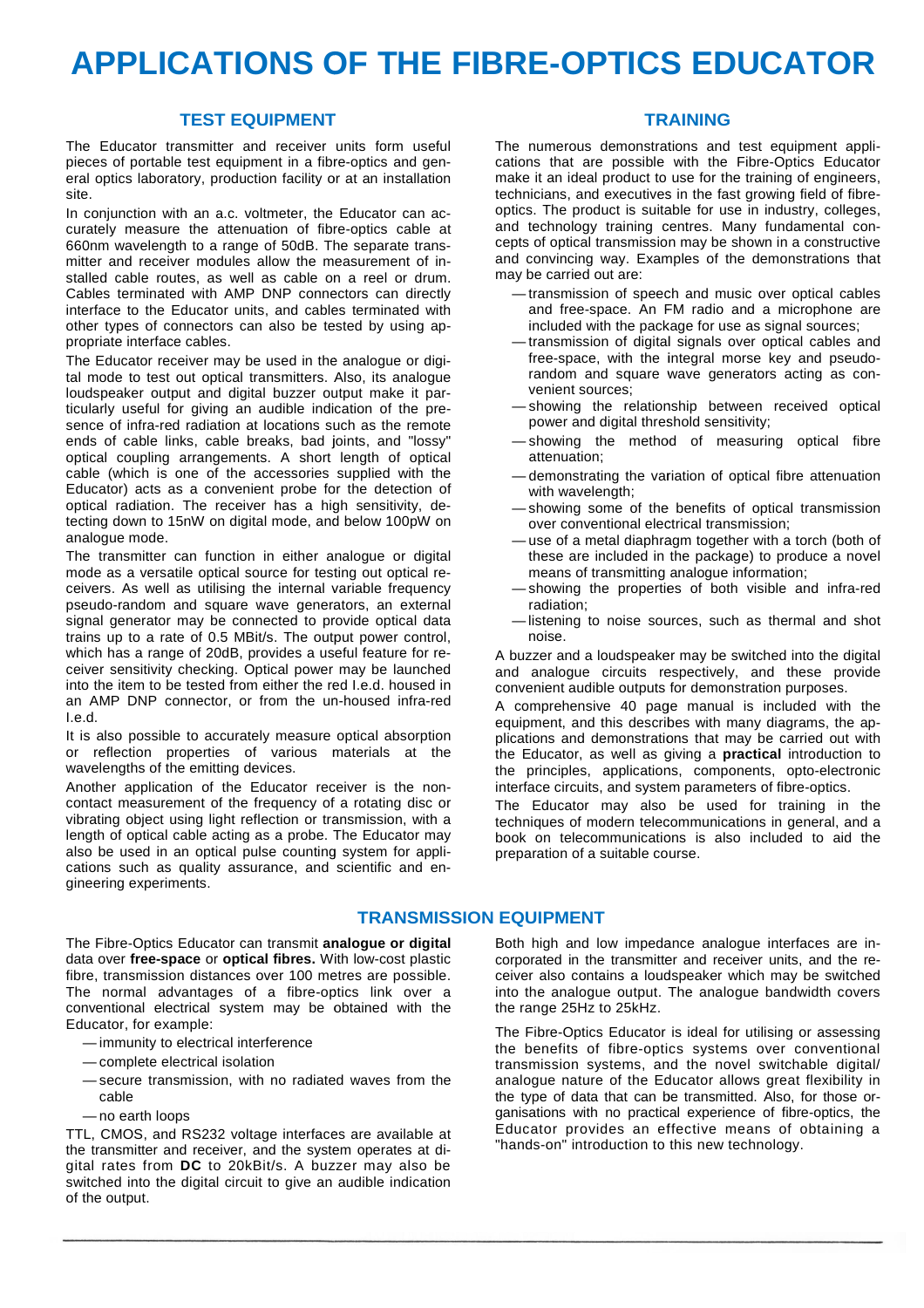# APPLICATIONS OF THE FIBRE-OPTICS EDUCATOR

## TEST EQUIPMENT

The Educator transmitter and receiver units form useful pieces of portable test equipment in a fibre-optics and general optics laboratory, production facility or at an installation site.

In conjunction with an a.c. voltmeter, the Educator can accurately measure the attenuation of fibre-optics cable at 660nm wavelength to a range of 50dB. The separate transmitter and receiver modules allow the measurement of installed cable routes, as well as cable on a reel or drum. Cables terminated with AMP DNP connectors can directly interface to the Educator units, and cables terminated with other types of connectors can also be tested by using appropriate interface cables.

The Educator receiver may be used in the analogue or digital mode to test out optical transmitters. Also, its analogue loudspeaker output and digital buzzer output make it particularly useful for giving an audible indication of the presence of infra-red radiation at locations such as the remote ends of cable links, cable breaks, bad joints, and "lossy" optical coupling arrangements. A short length of optical cable (which is one of the accessories supplied with the Educator) acts as a convenient probe for the detection of optical radiation. The receiver has a high sensitivity, detecting down to 15nW on digital mode, and below 100pW on analogue mode.

The transmitter can function in either analogue or digital mode as a versatile optical source for testing out optical receivers. As well as utilising the internal variable frequency pseudo-random and square wave generators, an external signal generator may be connected to provide optical data trains up to a rate of 0.5 MBit/s. The output power control, which has a range of 20dB, provides a useful feature for receiver sensitivity checking. Optical power may be launched into the item to be tested from either the red l.e.d. housed in an AMP DNP connector, or from the un-housed infra-red l.e.d.

It is also possible to accurately measure optical absorption or reflection properties of various materials at the wavelengths of the emitting devices.

Another application of the Educator receiver is the non-contact measurement of the frequency of a rotating disc or vibrating object using light reflection or transmission, with a length of optical cable acting as a probe. The Educator may also be used in an optical pulse counting system for applications such as quality assurance, and scientific and engineering experiments.

## TRAINING

The numerous demonstrations and test equipment applications that are possible with the Fibre-Optics Educator make it an ideal product to use for the training of engineers, technicians, and executives in the fast growing field of fibre-optics. The product is suitable for use in industry, colleges, and technology training centres. Many fundamental concepts of optical transmission may be shown in a constructive and convincing way. Examples of the demonstrations that may be carried out are:

- transmission of speech and music over optical cables and free-space. An FM radio and a microphone are included with the package for use as signal sources;
- transmission of digital signals over optical cables and free-space, with the integral morse key and pseudo-random and square wave generators acting as convenient sources;
- showing the relationship between received optical power and digital threshold sensitivity;
- showing the method of measuring optical fibre attenuation;
- demonstrating the variation of optical fibre attenuation with wavelength;
- showing some of the benefits of optical transmission over conventional electrical transmission;
- use of a metal diaphragm together with a torch (both of these are included in the package) to produce a novel means of transmitting analogue information;
- showing the properties of both visible and infra-red radiation;
- listening to noise sources, such as thermal and shot noise.

A buzzer and a loudspeaker may be switched into the digital and analogue circuits respectively, and these provide convenient audible outputs for demonstration purposes.

A comprehensive 40 page manual is included with the equipment, and this describes with many diagrams, the applications and demonstrations that may be carried out with the Educator, as well as giving a **practical** introduction to the principles, applications, components, opto-electronic interface circuits, and system parameters of fibre-optics.

The Educator may also be used for training in the techniques of modern telecommunications in general, and a book on telecommunications is also included to aid the preparation of a suitable course.

## TRANSMISSION EQUIPMENT

The Fibre-Optics Educator can transmit **analogue or digital** data over **free-space** or **optical fibres.** With low-cost plastic fibre, transmission distances over 100 metres are possible. The normal advantages of a fibre-optics link over a conventional electrical system may be obtained with the Educator, for example:

- immunity to electrical interference
- complete electrical isolation
- secure transmission, with no radiated waves from the cable
- no earth loops

TTL, CMOS, and RS232 voltage interfaces are available at the transmitter and receiver, and the system operates at digital rates from **DC** to 20kBit/s. A buzzer may also be switched into the digital circuit to give an audible indication of the output.

Both high and low impedance analogue interfaces are incorporated in the transmitter and receiver units, and the receiver also contains a loudspeaker which may be switched into the analogue output. The analogue bandwidth covers the range 25Hz to 25kHz.

The Fibre-Optics Educator is ideal for utilising or assessing the benefits of fibre-optics systems over conventional transmission systems, and the novel switchable digital/analogue nature of the Educator allows great flexibility in the type of data that can be transmitted. Also, for those organisations with no practical experience of fibre-optics, the Educator provides an effective means of obtaining a "hands-on" introduction to this new technology.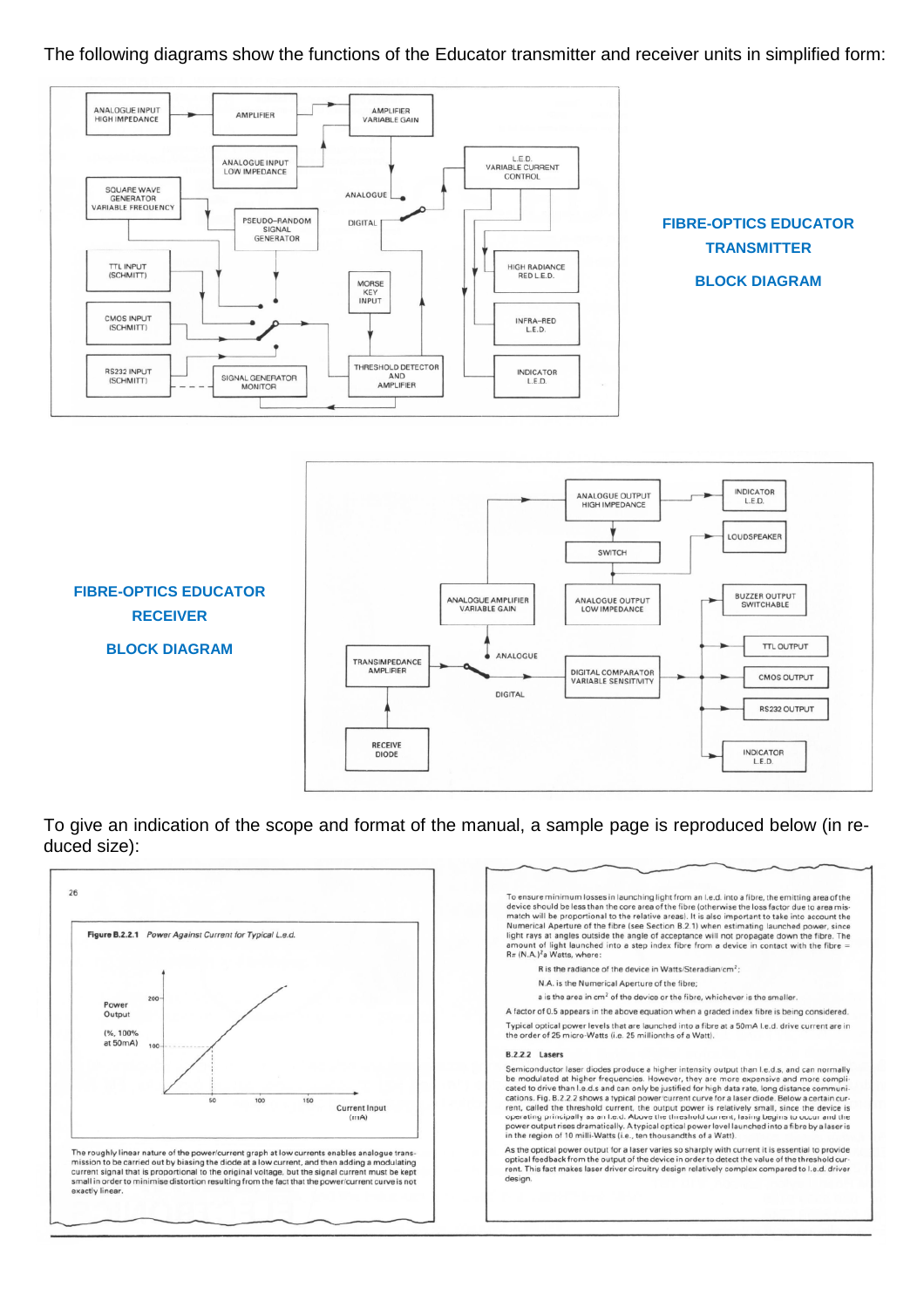The following diagrams show the functions of the Educator transmitter and receiver units in simplified form:

**FIBRE-OPTICS EDUCATOR TRANSMITTER BLOCK DIAGRAM**

**FIBRE-OPTICS EDUCATOR RECEIVER BLOCK DIAGRAM**

To give an indication of the scope and format of the manual, a sample page is reproduced below (in reduced size):

26

**Figure B.2.2.1** *Power Against Current for Typical L.e.d.*

The roughly linear nature of the power/current graph at low currents enables analogue transmission to be carried out by biasing the diode at a low current, and then adding a modulating current signal that is proportional to the original voltage, but the signal current must be kept small in order to minimise distortion resulting from the fact that the power/current curve is not exactly linear.

To ensure minimum losses in launching light from an l.e.d. into a fibre, the emitting area of the device should be less than the core area of the fibre (otherwise the loss factor due to area mismatch will be proportional to the relative areas). It is also important to take into account the Numerical Aperture of the fibre (see Section B.2.1) when estimating launched power, since light rays at angles outside the angle of acceptance will not propagate down the fibre. The amount of light launched into a step index fibre from a device in contact with the fibre = $R\pi\,(N.A.)^2 a$ Watts, where:

R is the radiance of the device in Watts/Steradian/cm²;

N.A. is the Numerical Aperture of the fibre;

a is the area in cm² of the device or the fibre, whichever is the smaller.

A factor of 0.5 appears in the above equation when a graded index fibre is being considered.

Typical optical power levels that are launched into a fibre at a 50mA l.e.d. drive current are in the order of 25 micro-Watts (i.e. 25 millionths of a Watt).

**B.2.2.2 Lasers**

Semiconductor laser diodes produce a higher intensity output than l.e.d.s, and can normally be modulated at higher frequencies. However, they are more expensive and more complicated to drive than l.e.d.s and can only be justified for high data rate, long distance communications. Fig. B.2.2.2 shows a typical power/current curve for a laser diode. Below a certain current, called the threshold current, the output power is relatively small, since the device is operating principally as an l.e.d. Above the threshold current, lasing begins to occur and the power output rises dramatically. A typical optical power level launched into a fibre by a laser is in the region of 10 milli-Watts (i.e., ten thousandths of a Watt).

As the optical power output for a laser varies so sharply with current it is essential to provide optical feedback from the output of the device in order to detect the value of the threshold current. This fact makes laser driver circuitry design relatively complex compared to l.e.d. driver design.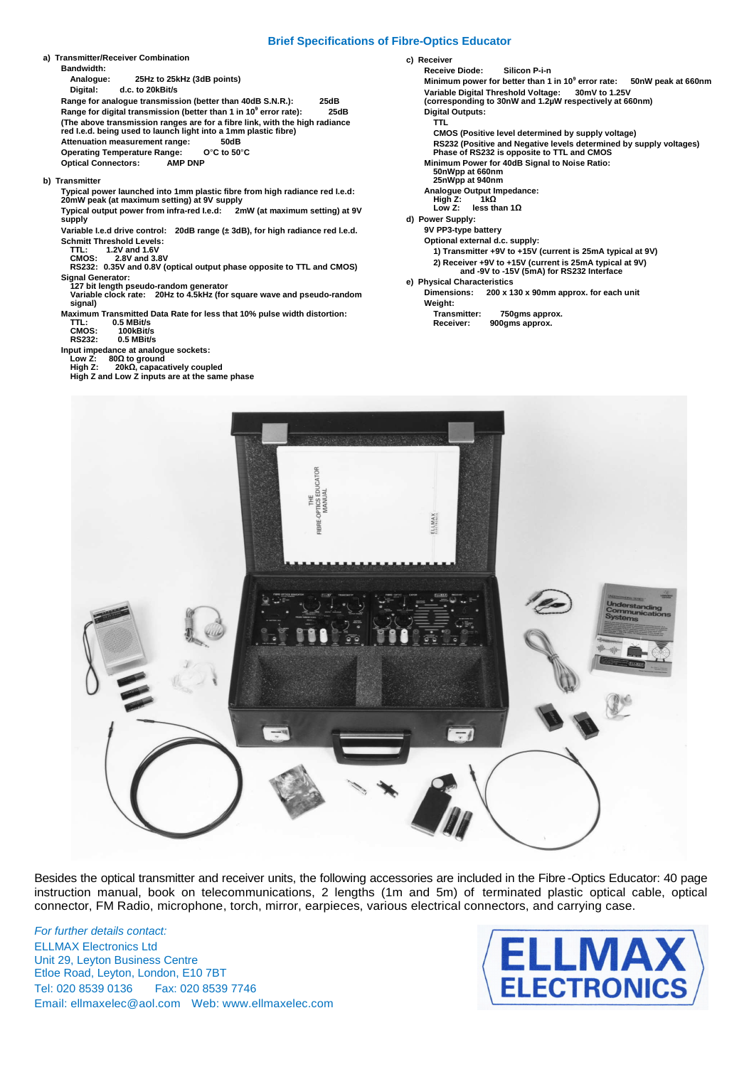## Brief Specifications of Fibre-Optics Educator

**a) Transmitter/Receiver Combination**

**Bandwidth:**
- **Analogue:** 25Hz to 25kHz (3dB points)
- **Digital:** d.c. to 20kBit/s

**Range for analogue transmission (better than 40dB S.N.R.):** 25dB
**Range for digital transmission (better than 1 in $10^9$ error rate):** 25dB
**(The above transmission ranges are for a fibre link, with the high radiance red l.e.d. being used to launch light into a 1mm plastic fibre)**
**Attenuation measurement range:** 50dB
**Operating Temperature Range:** O°C to 50°C
**Optical Connectors:** AMP DNP

**b) Transmitter**

**Typical power launched into 1mm plastic fibre from high radiance red l.e.d: 20mW peak (at maximum setting) at 9V supply**
**Typical output power from infra-red l.e.d:** 2mW (at maximum setting) at 9V supply
**Variable l.e.d drive control:** 20dB range (± 3dB), for high radiance red l.e.d.
**Schmitt Threshold Levels:**
- **TTL:** 1.2V and 1.6V
- **CMOS:** 2.8V and 3.8V
- **RS232:** 0.35V and 0.8V (optical output phase opposite to TTL and CMOS)

**Signal Generator:**
- 127 bit length pseudo-random generator
- Variable clock rate: 20Hz to 4.5kHz (for square wave and pseudo-random signal)

**Maximum Transmitted Data Rate for less that 10% pulse width distortion:**
- **TTL:** 0.5 MBit/s
- **CMOS:** 100kBit/s
- **RS232:** 0.5 MBit/s

**Input impedance at analogue sockets:**
- **Low Z:** 80Ω to ground
- **High Z:** 20kΩ, capacitively coupled
- High Z and Low Z inputs are at the same phase

**c) Receiver**

**Receive Diode:** Silicon P-i-n
**Minimum power for better than 1 in $10^9$ error rate:** 50nW peak at 660nm
**Variable Digital Threshold Voltage:** 30mV to 1.25V (corresponding to 30nW and 1.2µW respectively at 660nm)
**Digital Outputs:**
- TTL
- CMOS (Positive level determined by supply voltage)
- RS232 (Positive and Negative levels determined by supply voltages) Phase of RS232 is opposite to TTL and CMOS

**Minimum Power for 40dB Signal to Noise Ratio:**
- 50nWpp at 660nm
- 25nWpp at 940nm

**Analogue Output Impedance:**
- **High Z:** 1kΩ
- **Low Z:** less than 1Ω

**d) Power Supply:**

9V PP3-type battery
**Optional external d.c. supply:**
1) Transmitter +9V to +15V (current is 25mA typical at 9V)
2) Receiver +9V to +15V (current is 25mA typical at 9V) and -9V to -15V (5mA) for RS232 Interface

**e) Physical Characteristics**

**Dimensions:** 200 x 130 x 90mm approx. for each unit
**Weight:**
- **Transmitter:** 750gms approx.
- **Receiver:** 900gms approx.

Besides the optical transmitter and receiver units, the following accessories are included in the Fibre-Optics Educator: 40 page instruction manual, book on telecommunications, 2 lengths (1m and 5m) of terminated plastic optical cable, optical connector, FM Radio, microphone, torch, mirror, earpieces, various electrical connectors, and carrying case.

*For further details contact:*
ELLMAX Electronics Ltd
Unit 29, Leyton Business Centre
Etloe Road, Leyton, London, E10 7BT
Tel: 020 8539 0136 Fax: 020 8539 7746
Email: ellmaxelec@aol.com Web: www.ellmaxelec.com

ELLMAX ELECTRONICS